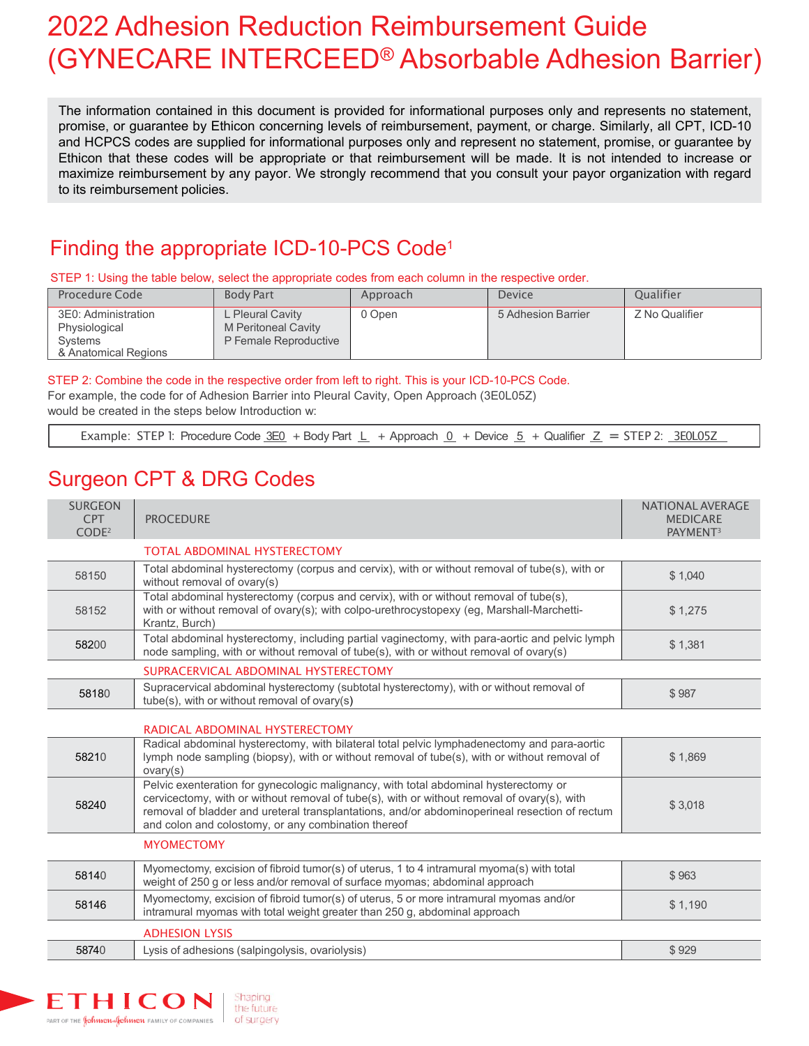# 2022 Adhesion Reduction Reimbursement Guide (GYNECARE INTERCEED® Absorbable Adhesion Barrier)

The information contained in this document is provided for informational purposes only and represents no statement, promise, or guarantee by Ethicon concerning levels of reimbursement, payment, or charge. Similarly, all CPT, ICD-10 and HCPCS codes are supplied for informational purposes only and represent no statement, promise, or guarantee by Ethicon that these codes will be appropriate or that reimbursement will be made. It is not intended to increase or maximize reimbursement by any payor. We strongly recommend that you consult your payor organization with regard to its reimbursement policies.

## Finding the appropriate ICD-10-PCS Code[1]

STEP 1: Using the table below, select the appropriate codes from each column in the respective order.

| Procedure Code | Body Part | Approach | Device | Qualifier |
|---|---|---|---|---|
| 3E0: Administration Physiological Systems & Anatomical Regions | L Pleural Cavity<br>M Peritoneal Cavity<br>P Female Reproductive | 0 Open | 5 Adhesion Barrier | Z No Qualifier |

STEP 2: Combine the code in the respective order from left to right. This is your ICD-10-PCS Code.

For example, the code for of Adhesion Barrier into Pleural Cavity, Open Approach (3E0L05Z) would be created in the steps below Introduction w:

Example: STEP 1: Procedure Code 3E0 + Body Part L + Approach 0 + Device 5 + Qualifier Z = STEP 2: 3E0L05Z

## Surgeon CPT & DRG Codes

| SURGEON CPT CODE[2] | PROCEDURE | NATIONAL AVERAGE MEDICARE PAYMENT[3] |
|---|---|---|
| | **TOTAL ABDOMINAL HYSTERECTOMY** | |
| 58150 | Total abdominal hysterectomy (corpus and cervix), with or without removal of tube(s), with or without removal of ovary(s) | $ 1,040 |
| 58152 | Total abdominal hysterectomy (corpus and cervix), with or without removal of tube(s), with or without removal of ovary(s); with colpo-urethrocystopexy (eg, Marshall-Marchetti-Krantz, Burch) | $ 1,275 |
| 58200 | Total abdominal hysterectomy, including partial vaginectomy, with para-aortic and pelvic lymph node sampling, with or without removal of tube(s), with or without removal of ovary(s) | $ 1,381 |
| | **SUPRACERVICAL ABDOMINAL HYSTERECTOMY** | |
| 58180 | Supracervical abdominal hysterectomy (subtotal hysterectomy), with or without removal of tube(s), with or without removal of ovary(s) | $ 987 |
| | **RADICAL ABDOMINAL HYSTERECTOMY** | |
| 58210 | Radical abdominal hysterectomy, with bilateral total pelvic lymphadenectomy and para-aortic lymph node sampling (biopsy), with or without removal of tube(s), with or without removal of ovary(s) | $ 1,869 |
| 58240 | Pelvic exenteration for gynecologic malignancy, with total abdominal hysterectomy or cervicectomy, with or without removal of tube(s), with or without removal of ovary(s), with removal of bladder and ureteral transplantations, and/or abdominoperineal resection of rectum and colon and colostomy, or any combination thereof | $ 3,018 |
| | **MYOMECTOMY** | |
| 58140 | Myomectomy, excision of fibroid tumor(s) of uterus, 1 to 4 intramural myoma(s) with total weight of 250 g or less and/or removal of surface myomas; abdominal approach | $ 963 |
| 58146 | Myomectomy, excision of fibroid tumor(s) of uterus, 5 or more intramural myomas and/or intramural myomas with total weight greater than 250 g, abdominal approach | $ 1,190 |
| | **ADHESION LYSIS** | |
| 58740 | Lysis of adhesions (salpingolysis, ovariolysis) | $ 929 |

ETHICON — PART OF THE Johnson & Johnson FAMILY OF COMPANIES — Shaping the future of surgery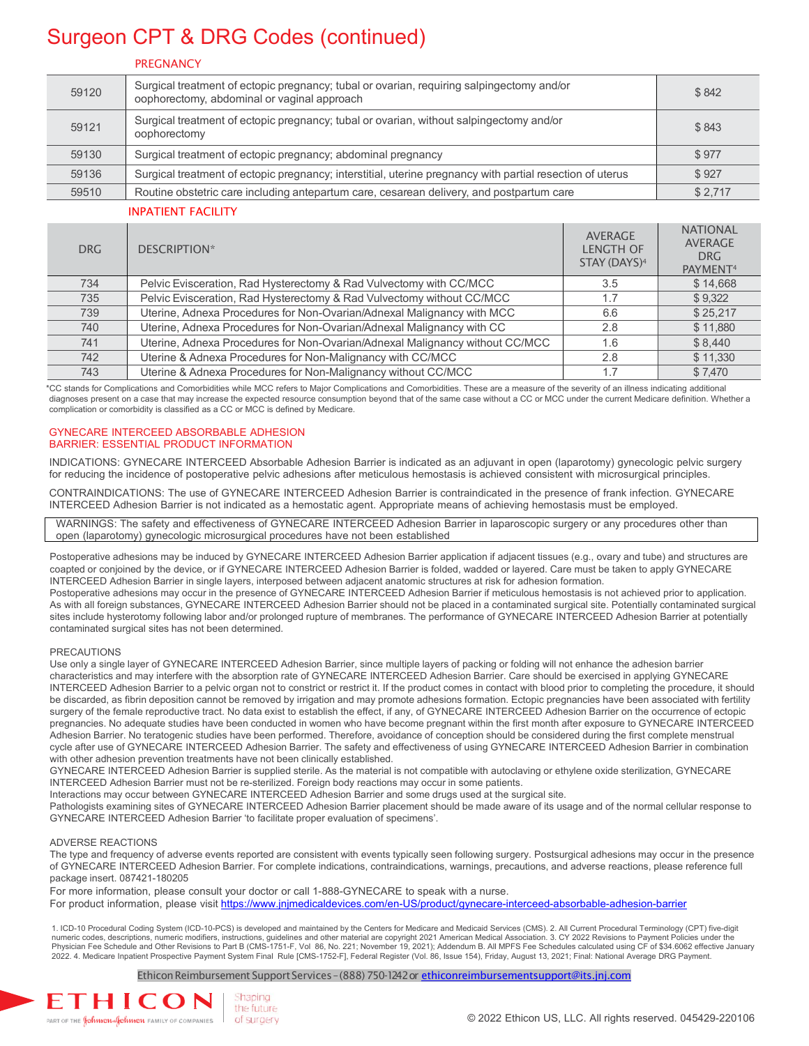# Surgeon CPT & DRG Codes (continued)

## PREGNANCY

| | | |
|---|---|---|
| 59120 | Surgical treatment of ectopic pregnancy; tubal or ovarian, requiring salpingectomy and/or oophorectomy, abdominal or vaginal approach | $ 842 |
| 59121 | Surgical treatment of ectopic pregnancy; tubal or ovarian, without salpingectomy and/or oophorectomy | $ 843 |
| 59130 | Surgical treatment of ectopic pregnancy; abdominal pregnancy | $ 977 |
| 59136 | Surgical treatment of ectopic pregnancy; interstitial, uterine pregnancy with partial resection of uterus | $ 927 |
| 59510 | Routine obstetric care including antepartum care, cesarean delivery, and postpartum care | $ 2,717 |

## INPATIENT FACILITY

| DRG | DESCRIPTION* | AVERAGE LENGTH OF STAY (DAYS)[4] | NATIONAL AVERAGE DRG PAYMENT[4] |
|---|---|---|---|
| 734 | Pelvic Evisceration, Rad Hysterectomy & Rad Vulvectomy with CC/MCC | 3.5 | $ 14,668 |
| 735 | Pelvic Evisceration, Rad Hysterectomy & Rad Vulvectomy without CC/MCC | 1.7 | $ 9,322 |
| 739 | Uterine, Adnexa Procedures for Non-Ovarian/Adnexal Malignancy with MCC | 6.6 | $ 25,217 |
| 740 | Uterine, Adnexa Procedures for Non-Ovarian/Adnexal Malignancy with CC | 2.8 | $ 11,880 |
| 741 | Uterine, Adnexa Procedures for Non-Ovarian/Adnexal Malignancy without CC/MCC | 1.6 | $ 8,440 |
| 742 | Uterine & Adnexa Procedures for Non-Malignancy with CC/MCC | 2.8 | $ 11,330 |
| 743 | Uterine & Adnexa Procedures for Non-Malignancy without CC/MCC | 1.7 | $ 7,470 |

*CC stands for Complications and Comorbidities while MCC refers to Major Complications and Comorbidities. These are a measure of the severity of an illness indicating additional diagnoses present on a case that may increase the expected resource consumption beyond that of the same case without a CC or MCC under the current Medicare definition. Whether a complication or comorbidity is classified as a CC or MCC is defined by Medicare.

## GYNECARE INTERCEED ABSORBABLE ADHESION BARRIER: ESSENTIAL PRODUCT INFORMATION

INDICATIONS: GYNECARE INTERCEED Absorbable Adhesion Barrier is indicated as an adjuvant in open (laparotomy) gynecologic pelvic surgery for reducing the incidence of postoperative pelvic adhesions after meticulous hemostasis is achieved consistent with microsurgical principles.

CONTRAINDICATIONS: The use of GYNECARE INTERCEED Adhesion Barrier is contraindicated in the presence of frank infection. GYNECARE INTERCEED Adhesion Barrier is not indicated as a hemostatic agent. Appropriate means of achieving hemostasis must be employed.

WARNINGS: The safety and effectiveness of GYNECARE INTERCEED Adhesion Barrier in laparoscopic surgery or any procedures other than open (laparotomy) gynecologic microsurgical procedures have not been established

Postoperative adhesions may be induced by GYNECARE INTERCEED Adhesion Barrier application if adjacent tissues (e.g., ovary and tube) and structures are coapted or conjoined by the device, or if GYNECARE INTERCEED Adhesion Barrier is folded, wadded or layered. Care must be taken to apply GYNECARE INTERCEED Adhesion Barrier in single layers, interposed between adjacent anatomic structures at risk for adhesion formation.
Postoperative adhesions may occur in the presence of GYNECARE INTERCEED Adhesion Barrier if meticulous hemostasis is not achieved prior to application. As with all foreign substances, GYNECARE INTERCEED Adhesion Barrier should not be placed in a contaminated surgical site. Potentially contaminated surgical sites include hysterotomy following labor and/or prolonged rupture of membranes. The performance of GYNECARE INTERCEED Adhesion Barrier at potentially contaminated surgical sites has not been determined.

PRECAUTIONS
Use only a single layer of GYNECARE INTERCEED Adhesion Barrier, since multiple layers of packing or folding will not enhance the adhesion barrier characteristics and may interfere with the absorption rate of GYNECARE INTERCEED Adhesion Barrier. Care should be exercised in applying GYNECARE INTERCEED Adhesion Barrier to a pelvic organ not to constrict or restrict it. If the product comes in contact with blood prior to completing the procedure, it should be discarded, as fibrin deposition cannot be removed by irrigation and may promote adhesions formation. Ectopic pregnancies have been associated with fertility surgery of the female reproductive tract. No data exist to establish the effect, if any, of GYNECARE INTERCEED Adhesion Barrier on the occurrence of ectopic pregnancies. No adequate studies have been conducted in women who have become pregnant within the first month after exposure to GYNECARE INTERCEED Adhesion Barrier. No teratogenic studies have been performed. Therefore, avoidance of conception should be considered during the first complete menstrual cycle after use of GYNECARE INTERCEED Adhesion Barrier. The safety and effectiveness of using GYNECARE INTERCEED Adhesion Barrier in combination with other adhesion prevention treatments have not been clinically established.
GYNECARE INTERCEED Adhesion Barrier is supplied sterile. As the material is not compatible with autoclaving or ethylene oxide sterilization, GYNECARE INTERCEED Adhesion Barrier must not be re-sterilized. Foreign body reactions may occur in some patients.
Interactions may occur between GYNECARE INTERCEED Adhesion Barrier and some drugs used at the surgical site.
Pathologists examining sites of GYNECARE INTERCEED Adhesion Barrier placement should be made aware of its usage and of the normal cellular response to GYNECARE INTERCEED Adhesion Barrier 'to facilitate proper evaluation of specimens'.

ADVERSE REACTIONS
The type and frequency of adverse events reported are consistent with events typically seen following surgery. Postsurgical adhesions may occur in the presence of GYNECARE INTERCEED Adhesion Barrier. For complete indications, contraindications, warnings, precautions, and adverse reactions, please reference full package insert. 087421-180205
For more information, please consult your doctor or call 1-888-GYNECARE to speak with a nurse.
For product information, please visit https://www.jnjmedicaldevices.com/en-US/product/gynecare-interceed-absorbable-adhesion-barrier

1. ICD-10 Procedural Coding System (ICD-10-PCS) is developed and maintained by the Centers for Medicare and Medicaid Services (CMS). 2. All Current Procedural Terminology (CPT) five-digit numeric codes, descriptions, numeric modifiers, instructions, guidelines and other material are copyright 2021 American Medical Association. 3. CY 2022 Revisions to Payment Policies under the Physician Fee Schedule and Other Revisions to Part B (CMS-1751-F, Vol 86, No. 221; November 19, 2021); Addendum B. All MPFS Fee Schedules calculated using CF of $34.6062 effective January 2022. 4. Medicare Inpatient Prospective Payment System Final Rule [CMS-1752-F], Federal Register (Vol. 86, Issue 154), Friday, August 13, 2021; Final: National Average DRG Payment.

Ethicon Reimbursement Support Services – (888) 750-1242 or ethiconreimbursementsupport@its.jnj.com

ETHICON PART OF THE Johnson & Johnson FAMILY OF COMPANIES | Shaping the future of surgery

© 2022 Ethicon US, LLC. All rights reserved. 045429-220106